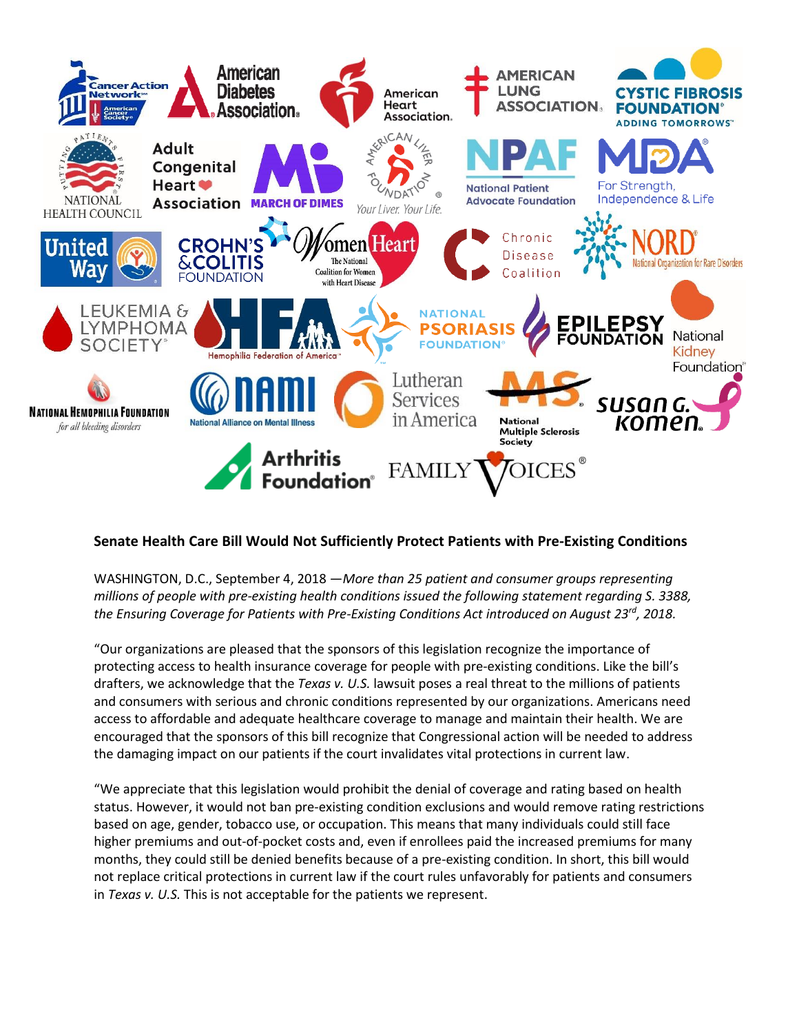## Senate Health Care Bill Would Not Sufficiently Protect Patients with Pre-Existing Conditions

WASHINGTON, D.C., September 4, 2018 —*More than 25 patient and consumer groups representing millions of people with pre-existing health conditions issued the following statement regarding S. 3388, the Ensuring Coverage for Patients with Pre-Existing Conditions Act introduced on August 23rd, 2018.*

"Our organizations are pleased that the sponsors of this legislation recognize the importance of protecting access to health insurance coverage for people with pre-existing conditions. Like the bill's drafters, we acknowledge that the *Texas v. U.S.* lawsuit poses a real threat to the millions of patients and consumers with serious and chronic conditions represented by our organizations. Americans need access to affordable and adequate healthcare coverage to manage and maintain their health. We are encouraged that the sponsors of this bill recognize that Congressional action will be needed to address the damaging impact on our patients if the court invalidates vital protections in current law.

"We appreciate that this legislation would prohibit the denial of coverage and rating based on health status. However, it would not ban pre-existing condition exclusions and would remove rating restrictions based on age, gender, tobacco use, or occupation. This means that many individuals could still face higher premiums and out-of-pocket costs and, even if enrollees paid the increased premiums for many months, they could still be denied benefits because of a pre-existing condition. In short, this bill would not replace critical protections in current law if the court rules unfavorably for patients and consumers in *Texas v. U.S.* This is not acceptable for the patients we represent.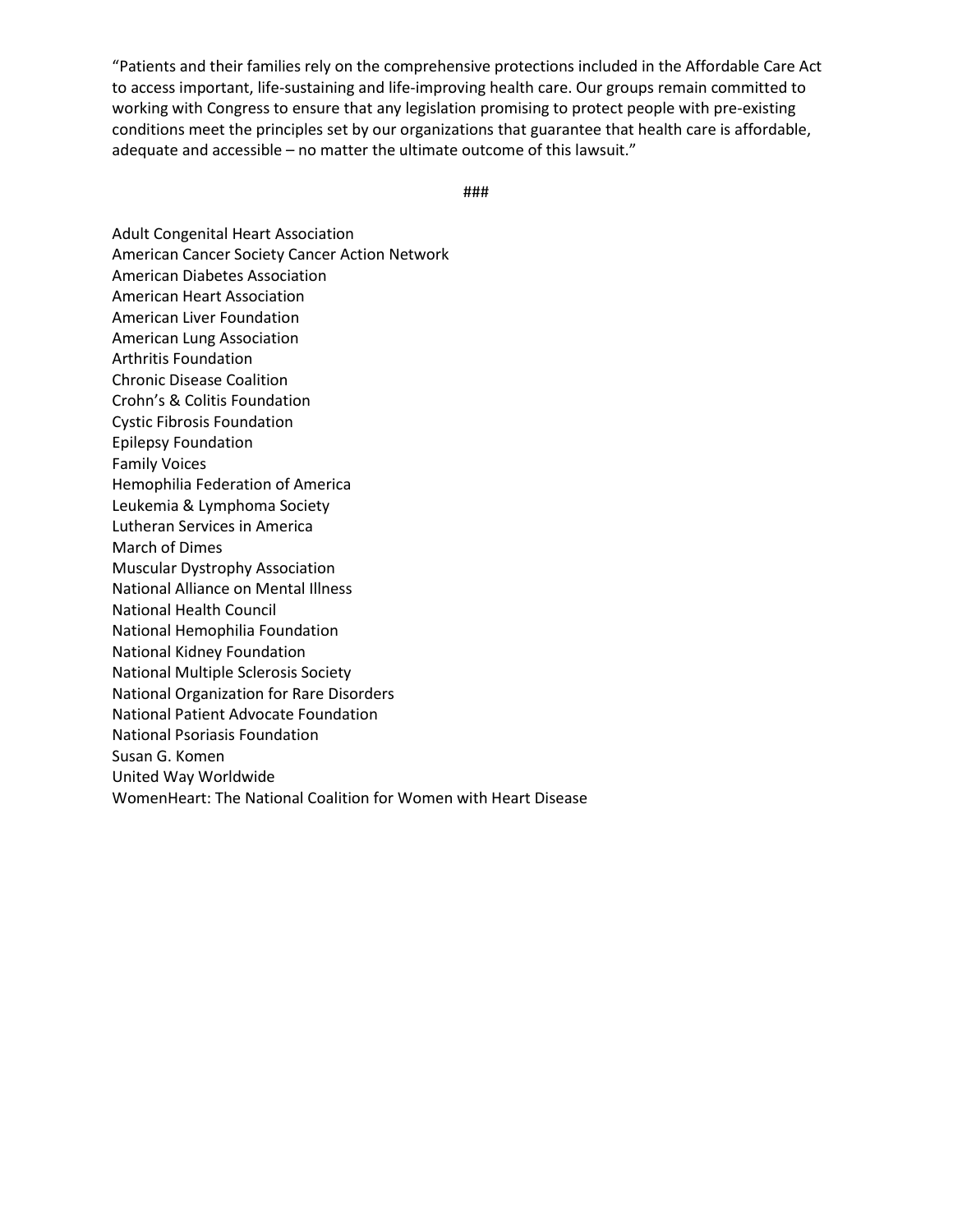"Patients and their families rely on the comprehensive protections included in the Affordable Care Act to access important, life-sustaining and life-improving health care. Our groups remain committed to working with Congress to ensure that any legislation promising to protect people with pre-existing conditions meet the principles set by our organizations that guarantee that health care is affordable, adequate and accessible – no matter the ultimate outcome of this lawsuit."

###

Adult Congenital Heart Association
American Cancer Society Cancer Action Network
American Diabetes Association
American Heart Association
American Liver Foundation
American Lung Association
Arthritis Foundation
Chronic Disease Coalition
Crohn's & Colitis Foundation
Cystic Fibrosis Foundation
Epilepsy Foundation
Family Voices
Hemophilia Federation of America
Leukemia & Lymphoma Society
Lutheran Services in America
March of Dimes
Muscular Dystrophy Association
National Alliance on Mental Illness
National Health Council
National Hemophilia Foundation
National Kidney Foundation
National Multiple Sclerosis Society
National Organization for Rare Disorders
National Patient Advocate Foundation
National Psoriasis Foundation
Susan G. Komen
United Way Worldwide
WomenHeart: The National Coalition for Women with Heart Disease